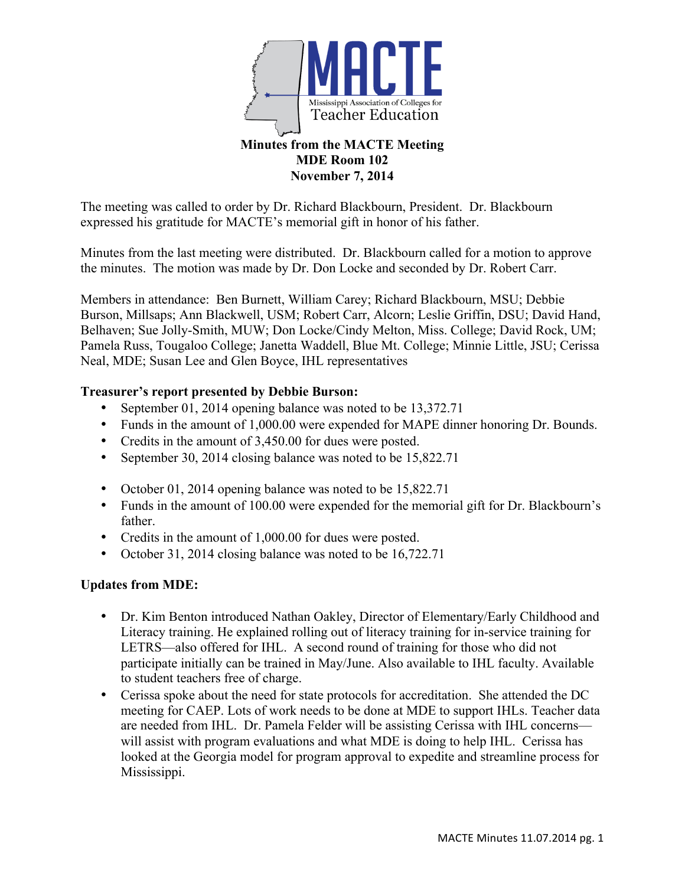MACTE
Mississippi Association of Colleges for
Teacher Education

# Minutes from the MACTE Meeting
## MDE Room 102
## November 7, 2014

The meeting was called to order by Dr. Richard Blackbourn, President. Dr. Blackbourn expressed his gratitude for MACTE's memorial gift in honor of his father.

Minutes from the last meeting were distributed. Dr. Blackbourn called for a motion to approve the minutes. The motion was made by Dr. Don Locke and seconded by Dr. Robert Carr.

Members in attendance: Ben Burnett, William Carey; Richard Blackbourn, MSU; Debbie Burson, Millsaps; Ann Blackwell, USM; Robert Carr, Alcorn; Leslie Griffin, DSU; David Hand, Belhaven; Sue Jolly-Smith, MUW; Don Locke/Cindy Melton, Miss. College; David Rock, UM; Pamela Russ, Tougaloo College; Janetta Waddell, Blue Mt. College; Minnie Little, JSU; Cerissa Neal, MDE; Susan Lee and Glen Boyce, IHL representatives

**Treasurer's report presented by Debbie Burson:**

- September 01, 2014 opening balance was noted to be 13,372.71
- Funds in the amount of 1,000.00 were expended for MAPE dinner honoring Dr. Bounds.
- Credits in the amount of 3,450.00 for dues were posted.
- September 30, 2014 closing balance was noted to be 15,822.71

- October 01, 2014 opening balance was noted to be 15,822.71
- Funds in the amount of 100.00 were expended for the memorial gift for Dr. Blackbourn's father.
- Credits in the amount of 1,000.00 for dues were posted.
- October 31, 2014 closing balance was noted to be 16,722.71

**Updates from MDE:**

- Dr. Kim Benton introduced Nathan Oakley, Director of Elementary/Early Childhood and Literacy training. He explained rolling out of literacy training for in-service training for LETRS—also offered for IHL. A second round of training for those who did not participate initially can be trained in May/June. Also available to IHL faculty. Available to student teachers free of charge.
- Cerissa spoke about the need for state protocols for accreditation. She attended the DC meeting for CAEP. Lots of work needs to be done at MDE to support IHLs. Teacher data are needed from IHL. Dr. Pamela Felder will be assisting Cerissa with IHL concerns—will assist with program evaluations and what MDE is doing to help IHL. Cerissa has looked at the Georgia model for program approval to expedite and streamline process for Mississippi.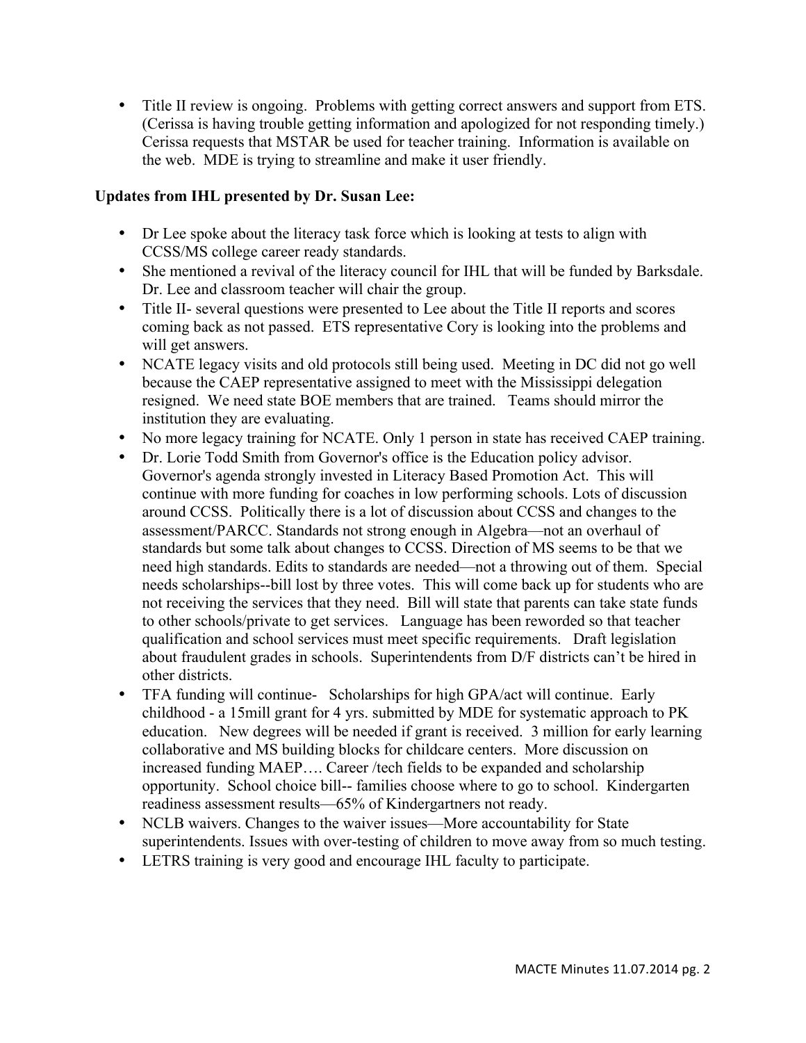- Title II review is ongoing. Problems with getting correct answers and support from ETS. (Cerissa is having trouble getting information and apologized for not responding timely.) Cerissa requests that MSTAR be used for teacher training. Information is available on the web. MDE is trying to streamline and make it user friendly.

**Updates from IHL presented by Dr. Susan Lee:**

- Dr Lee spoke about the literacy task force which is looking at tests to align with CCSS/MS college career ready standards.
- She mentioned a revival of the literacy council for IHL that will be funded by Barksdale. Dr. Lee and classroom teacher will chair the group.
- Title II- several questions were presented to Lee about the Title II reports and scores coming back as not passed. ETS representative Cory is looking into the problems and will get answers.
- NCATE legacy visits and old protocols still being used. Meeting in DC did not go well because the CAEP representative assigned to meet with the Mississippi delegation resigned. We need state BOE members that are trained. Teams should mirror the institution they are evaluating.
- No more legacy training for NCATE. Only 1 person in state has received CAEP training.
- Dr. Lorie Todd Smith from Governor's office is the Education policy advisor. Governor's agenda strongly invested in Literacy Based Promotion Act. This will continue with more funding for coaches in low performing schools. Lots of discussion around CCSS. Politically there is a lot of discussion about CCSS and changes to the assessment/PARCC. Standards not strong enough in Algebra—not an overhaul of standards but some talk about changes to CCSS. Direction of MS seems to be that we need high standards. Edits to standards are needed—not a throwing out of them. Special needs scholarships--bill lost by three votes. This will come back up for students who are not receiving the services that they need. Bill will state that parents can take state funds to other schools/private to get services. Language has been reworded so that teacher qualification and school services must meet specific requirements. Draft legislation about fraudulent grades in schools. Superintendents from D/F districts can't be hired in other districts.
- TFA funding will continue- Scholarships for high GPA/act will continue. Early childhood - a 15mill grant for 4 yrs. submitted by MDE for systematic approach to PK education. New degrees will be needed if grant is received. 3 million for early learning collaborative and MS building blocks for childcare centers. More discussion on increased funding MAEP…. Career /tech fields to be expanded and scholarship opportunity. School choice bill-- families choose where to go to school. Kindergarten readiness assessment results—65% of Kindergartners not ready.
- NCLB waivers. Changes to the waiver issues—More accountability for State superintendents. Issues with over-testing of children to move away from so much testing.
- LETRS training is very good and encourage IHL faculty to participate.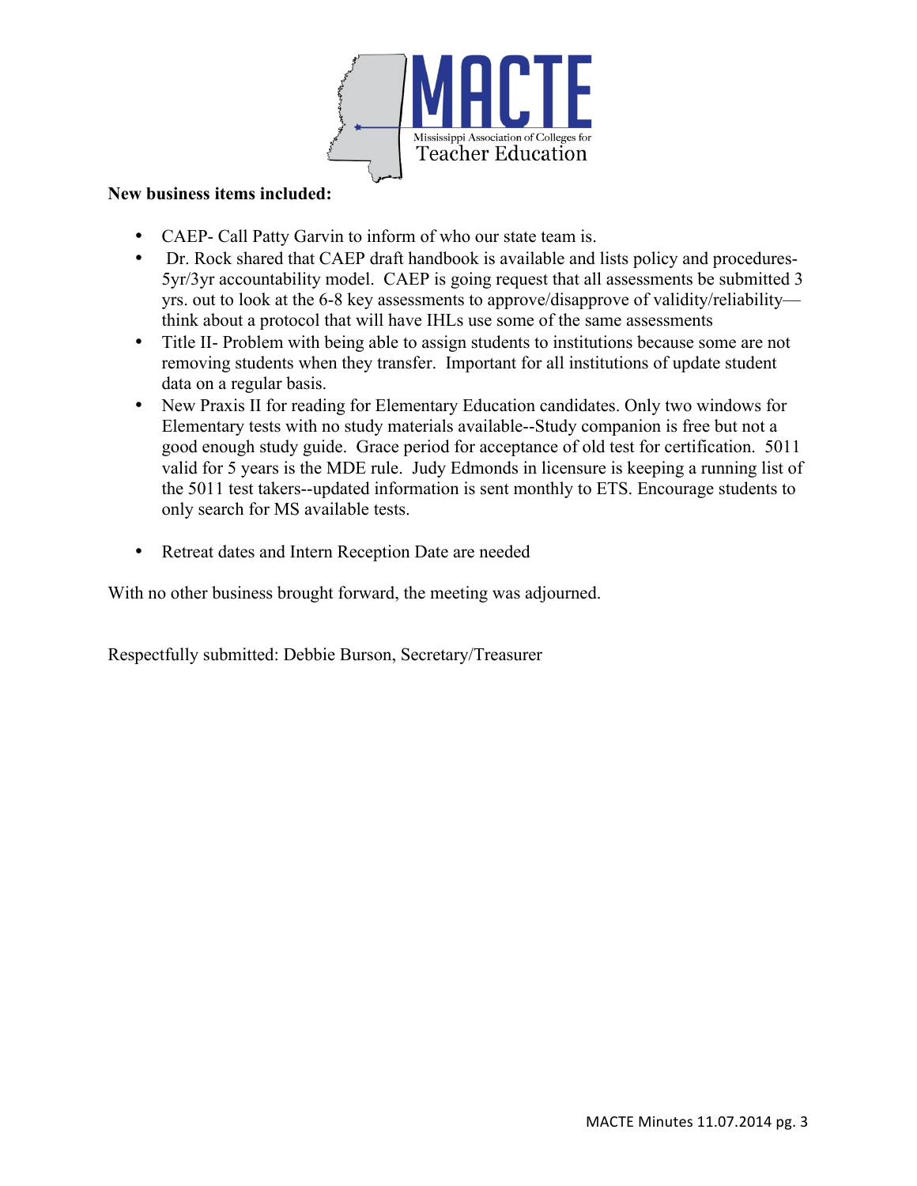**New business items included:**

- CAEP- Call Patty Garvin to inform of who our state team is.
- Dr. Rock shared that CAEP draft handbook is available and lists policy and procedures- 5yr/3yr accountability model. CAEP is going request that all assessments be submitted 3 yrs. out to look at the 6-8 key assessments to approve/disapprove of validity/reliability—think about a protocol that will have IHLs use some of the same assessments
- Title II- Problem with being able to assign students to institutions because some are not removing students when they transfer. Important for all institutions of update student data on a regular basis.
- New Praxis II for reading for Elementary Education candidates. Only two windows for Elementary tests with no study materials available--Study companion is free but not a good enough study guide. Grace period for acceptance of old test for certification. 5011 valid for 5 years is the MDE rule. Judy Edmonds in licensure is keeping a running list of the 5011 test takers--updated information is sent monthly to ETS. Encourage students to only search for MS available tests.
- Retreat dates and Intern Reception Date are needed

With no other business brought forward, the meeting was adjourned.

Respectfully submitted: Debbie Burson, Secretary/Treasurer